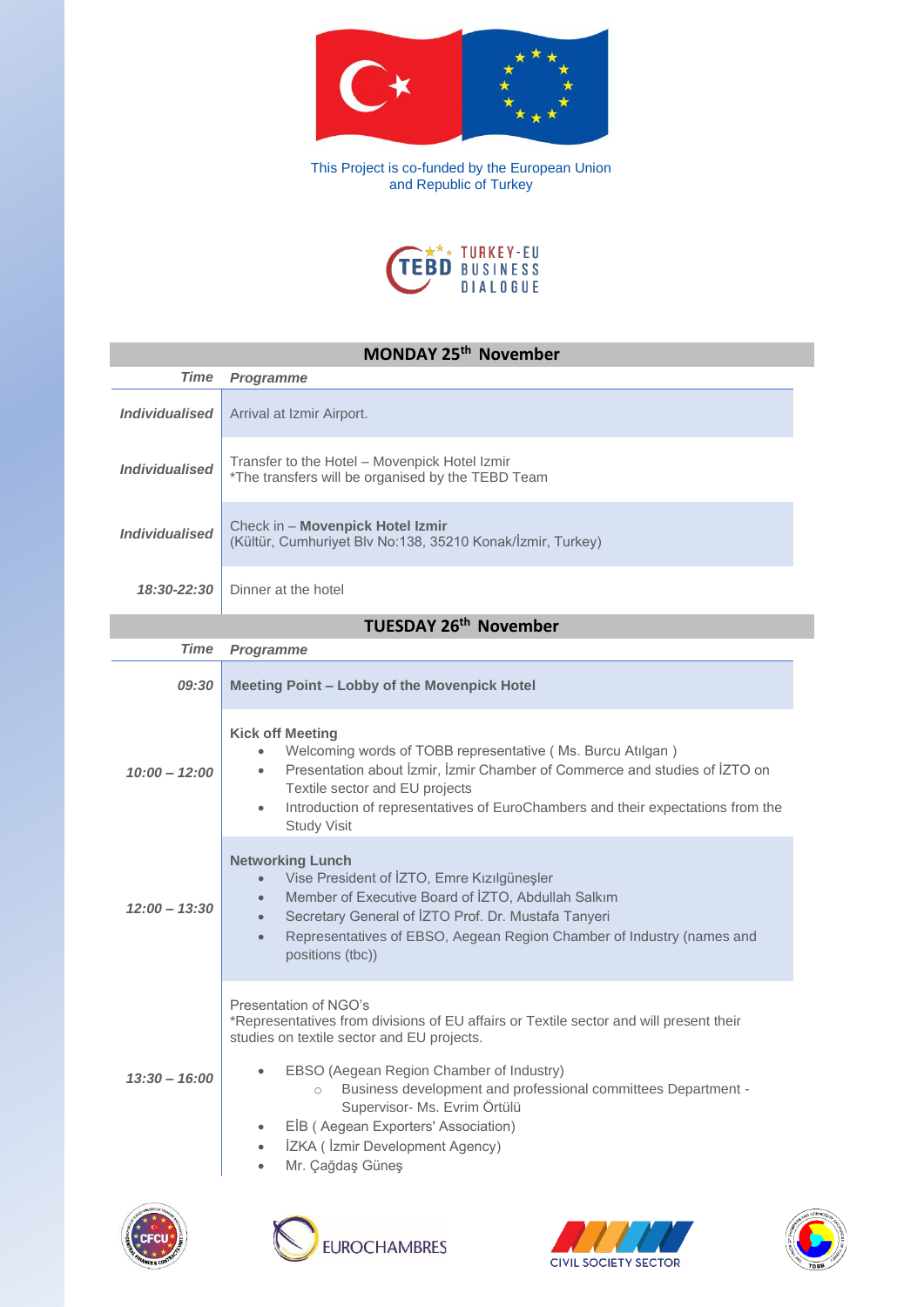This Project is co-funded by the European Union
and Republic of Turkey

TEBD TURKEY-EU BUSINESS DIALOGUE

| **MONDAY 25th November** | |
|---|---|
| ***Time*** | ***Programme*** |
| ***Individualised*** | Arrival at Izmir Airport. |
| ***Individualised*** | Transfer to the Hotel – Movenpick Hotel Izmir<br>*The transfers will be organised by the TEBD Team |
| ***Individualised*** | Check in – **Movenpick Hotel Izmir**<br>(Kültür, Cumhuriyet Blv No:138, 35210 Konak/İzmir, Turkey) |
| ***18:30-22:30*** | Dinner at the hotel |

| **TUESDAY 26th November** | |
|---|---|
| ***Time*** | ***Programme*** |
| ***09:30*** | **Meeting Point – Lobby of the Movenpick Hotel** |
| ***10:00 – 12:00*** | **Kick off Meeting**<br>• Welcoming words of TOBB representative ( Ms. Burcu Atılgan )<br>• Presentation about İzmir, İzmir Chamber of Commerce and studies of İZTO on Textile sector and EU projects<br>• Introduction of representatives of EuroChambers and their expectations from the Study Visit |
| ***12:00 – 13:30*** | **Networking Lunch**<br>• Vise President of İZTO, Emre Kızılgüneşler<br>• Member of Executive Board of İZTO, Abdullah Salkım<br>• Secretary General of İZTO Prof. Dr. Mustafa Tanyeri<br>• Representatives of EBSO, Aegean Region Chamber of Industry (names and positions (tbc)) |
| ***13:30 – 16:00*** | Presentation of NGO's<br>*Representatives from divisions of EU affairs or Textile sector and will present their studies on textile sector and EU projects.<br>• EBSO (Aegean Region Chamber of Industry)<br>  ○ Business development and professional committees Department - Supervisor- Ms. Evrim Örtülü<br>• EİB ( Aegean Exporters' Association)<br>• İZKA ( İzmir Development Agency)<br>• Mr. Çağdaş Güneş |

CFCU — EUROCHAMBRES — CIVIL SOCIETY SECTOR — TOBB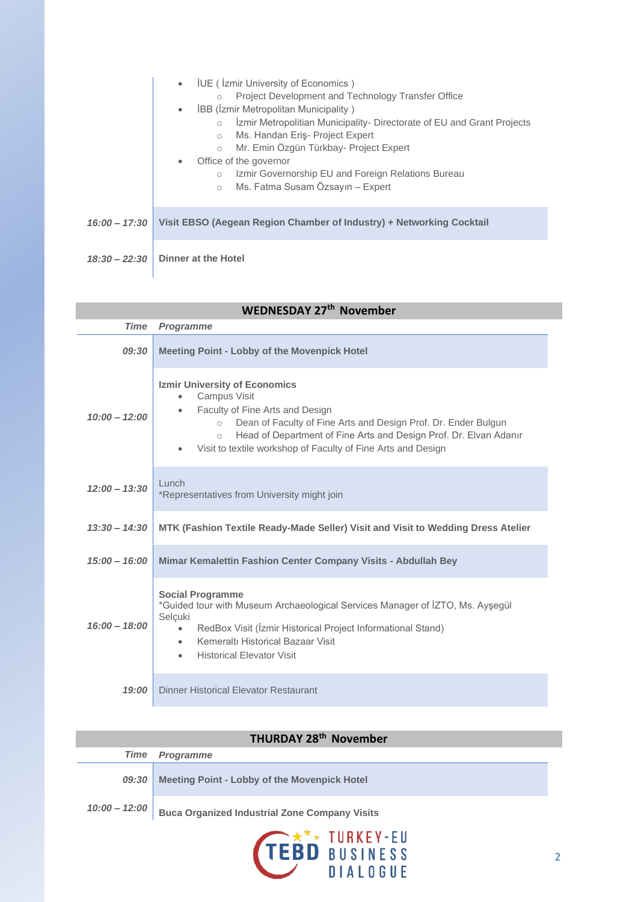| | |
|---|---|
| | • İUE ( İzmir University of Economics )<br>　○ Project Development and Technology Transfer Office<br>• İBB (İzmir Metropolitan Municipality )<br>　○ İzmir Metropolitan Municipality- Directorate of EU and Grant Projects<br>　○ Ms. Handan Eriş- Project Expert<br>　○ Mr. Emin Özgün Türkbay- Project Expert<br>• Office of the governor<br>　○ Izmir Governorship EU and Foreign Relations Bureau<br>　○ Ms. Fatma Susam Özsayın – Expert |
| *16:00 – 17:30* | **Visit EBSO (Aegean Region Chamber of Industry) + Networking Cocktail** |
| *18:30 – 22:30* | **Dinner at the Hotel** |

## WEDNESDAY 27th November

| *Time* | *Programme* |
|---|---|
| *09:30* | **Meeting Point - Lobby of the Movenpick Hotel** |
| *10:00 – 12:00* | **Izmir University of Economics**<br>• Campus Visit<br>• Faculty of Fine Arts and Design<br>　○ Dean of Faculty of Fine Arts and Design Prof. Dr. Ender Bulgun<br>　○ Head of Department of Fine Arts and Design Prof. Dr. Elvan Adanır<br>• Visit to textile workshop of Faculty of Fine Arts and Design |
| *12:00 – 13:30* | Lunch<br>*Representatives from University might join |
| *13:30 – 14:30* | **MTK (Fashion Textile Ready-Made Seller) Visit and Visit to Wedding Dress Atelier** |
| *15:00 – 16:00* | **Mimar Kemalettin Fashion Center Company Visits - Abdullah Bey** |
| *16:00 – 18:00* | **Social Programme**<br>*Guided tour with Museum Archaeological Services Manager of İZTO, Ms. Ayşegül Selçuki<br>• RedBox Visit (İzmir Historical Project Informational Stand)<br>• Kemeraltı Historical Bazaar Visit<br>• Historical Elevator Visit |
| *19:00* | Dinner Historical Elevator Restaurant |

## THURDAY 28th November

| *Time* | *Programme* |
|---|---|
| *09:30* | **Meeting Point - Lobby of the Movenpick Hotel** |
| *10:00 – 12:00* | **Buca Organized Industrial Zone Company Visits** |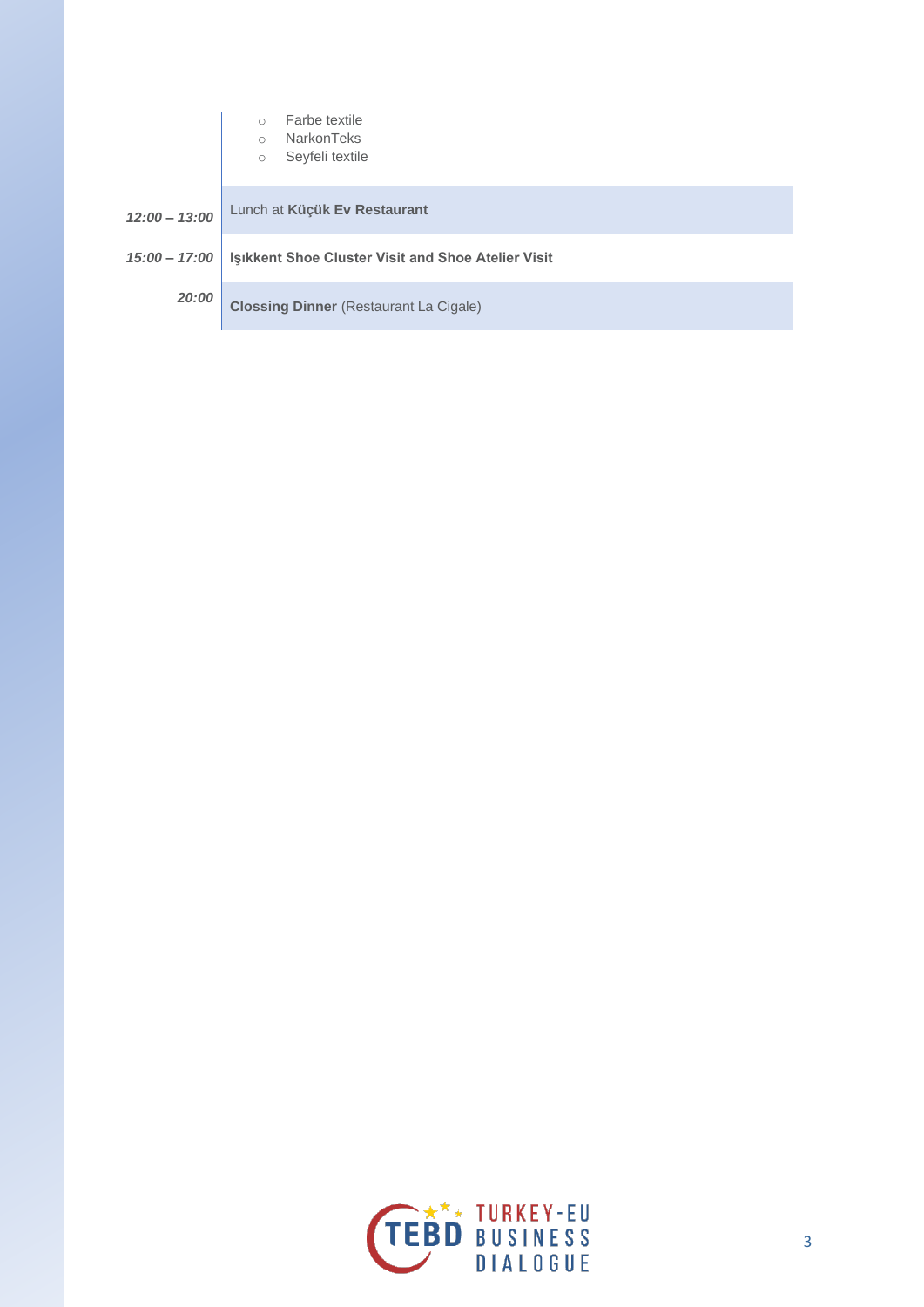- Farbe textile
- NarkonTeks
- Seyfeli textile

| | |
|---|---|
| ***12:00 – 13:00*** | Lunch at **Küçük Ev Restaurant** |
| ***15:00 – 17:00*** | **Işıkkent Shoe Cluster Visit and Shoe Atelier Visit** |
| ***20:00*** | **Clossing Dinner** (Restaurant La Cigale) |